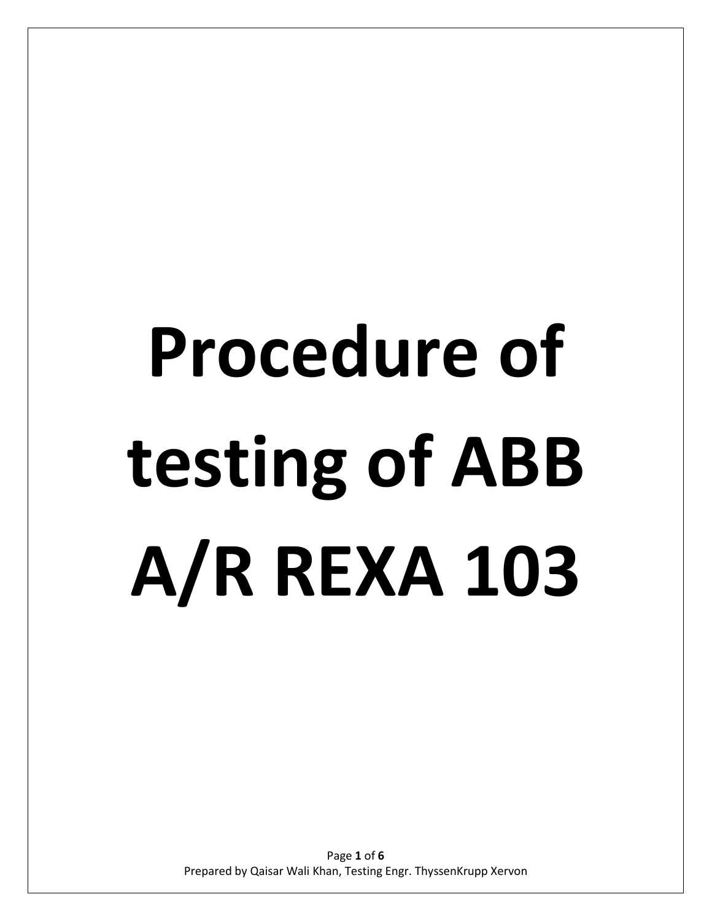# Procedure of testing of ABB A/R REXA 103

Prepared by Qaisar Wali Khan, Testing Engr. ThyssenKrupp Xervon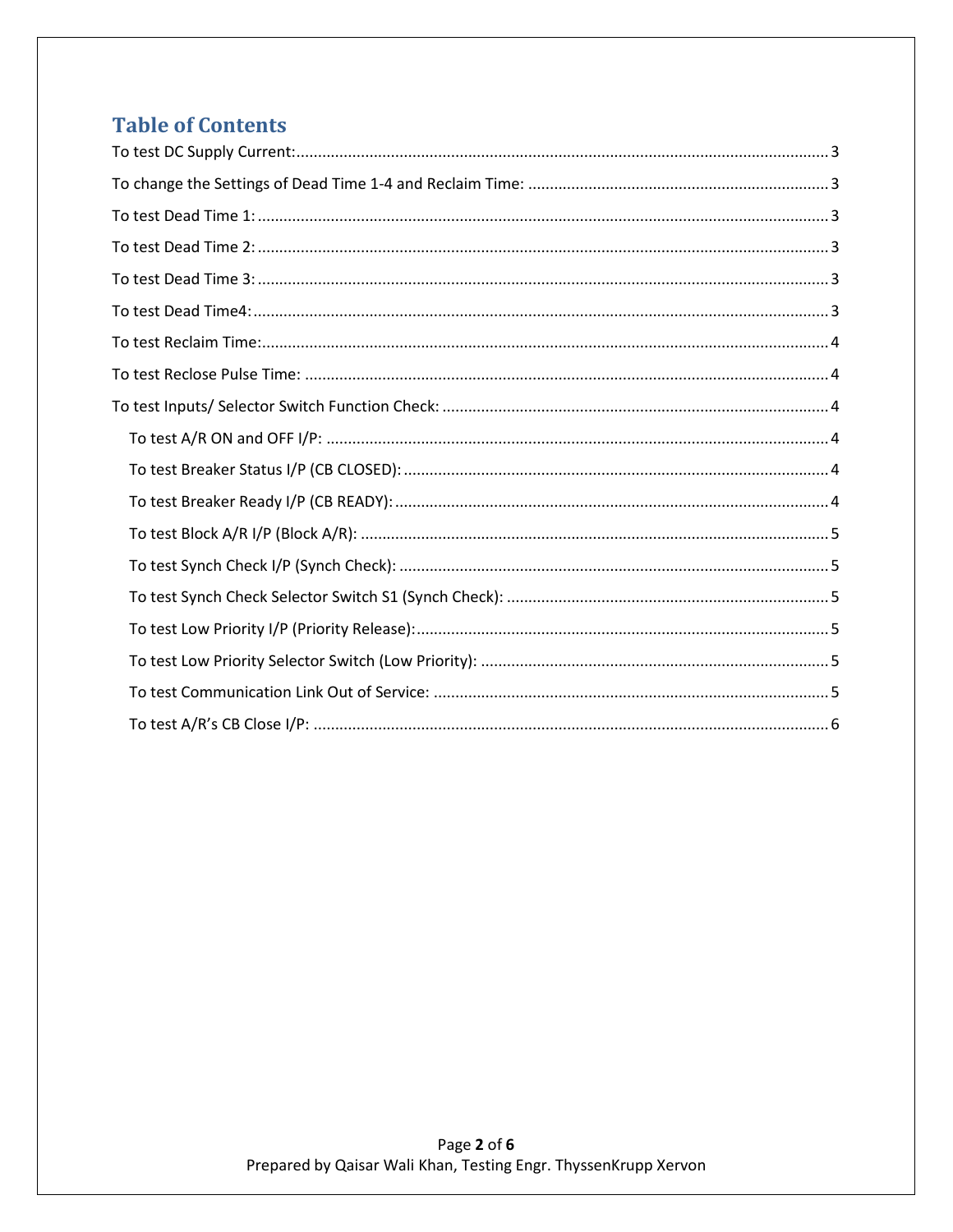# Table of Contents

To test DC Supply Current: 3

To change the Settings of Dead Time 1-4 and Reclaim Time: 3

To test Dead Time 1: 3

To test Dead Time 2: 3

To test Dead Time 3: 3

To test Dead Time4: 3

To test Reclaim Time: 4

To test Reclose Pulse Time: 4

To test Inputs/ Selector Switch Function Check: 4

- To test A/R ON and OFF I/P: 4
- To test Breaker Status I/P (CB CLOSED): 4
- To test Breaker Ready I/P (CB READY): 4
- To test Block A/R I/P (Block A/R): 5
- To test Synch Check I/P (Synch Check): 5
- To test Synch Check Selector Switch S1 (Synch Check): 5
- To test Low Priority I/P (Priority Release): 5
- To test Low Priority Selector Switch (Low Priority): 5
- To test Communication Link Out of Service: 5
- To test A/R's CB Close I/P: 6

Prepared by Qaisar Wali Khan, Testing Engr. ThyssenKrupp Xervon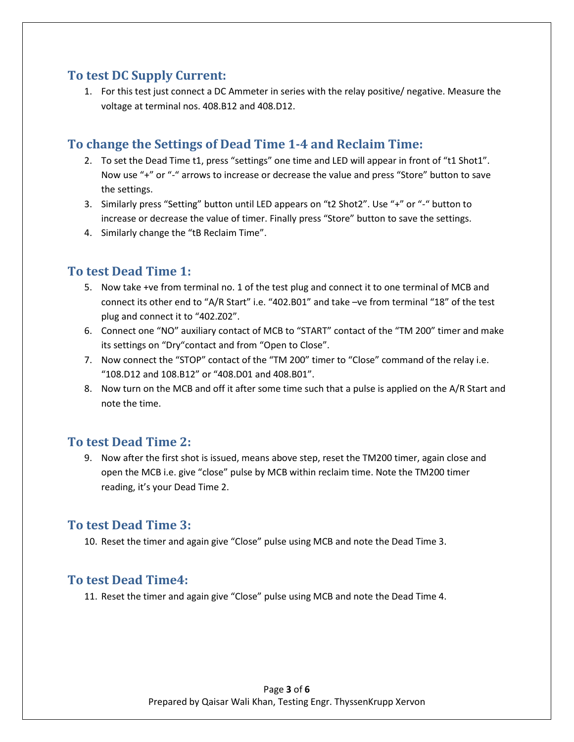## To test DC Supply Current:

1. For this test just connect a DC Ammeter in series with the relay positive/ negative. Measure the voltage at terminal nos. 408.B12 and 408.D12.

## To change the Settings of Dead Time 1-4 and Reclaim Time:

2. To set the Dead Time t1, press “settings” one time and LED will appear in front of “t1 Shot1”. Now use “+” or “-“ arrows to increase or decrease the value and press “Store” button to save the settings.
3. Similarly press “Setting” button until LED appears on “t2 Shot2”. Use “+” or “-“ button to increase or decrease the value of timer. Finally press “Store” button to save the settings.
4. Similarly change the “tB Reclaim Time”.

## To test Dead Time 1:

5. Now take +ve from terminal no. 1 of the test plug and connect it to one terminal of MCB and connect its other end to “A/R Start” i.e. “402.B01” and take –ve from terminal “18” of the test plug and connect it to “402.Z02”.
6. Connect one “NO” auxiliary contact of MCB to “START” contact of the “TM 200” timer and make its settings on “Dry“contact and from “Open to Close”.
7. Now connect the “STOP” contact of the “TM 200” timer to “Close” command of the relay i.e. “108.D12 and 108.B12” or “408.D01 and 408.B01”.
8. Now turn on the MCB and off it after some time such that a pulse is applied on the A/R Start and note the time.

## To test Dead Time 2:

9. Now after the first shot is issued, means above step, reset the TM200 timer, again close and open the MCB i.e. give “close” pulse by MCB within reclaim time. Note the TM200 timer reading, it’s your Dead Time 2.

## To test Dead Time 3:

10. Reset the timer and again give “Close” pulse using MCB and note the Dead Time 3.

## To test Dead Time4:

11. Reset the timer and again give “Close” pulse using MCB and note the Dead Time 4.

Prepared by Qaisar Wali Khan, Testing Engr. ThyssenKrupp Xervon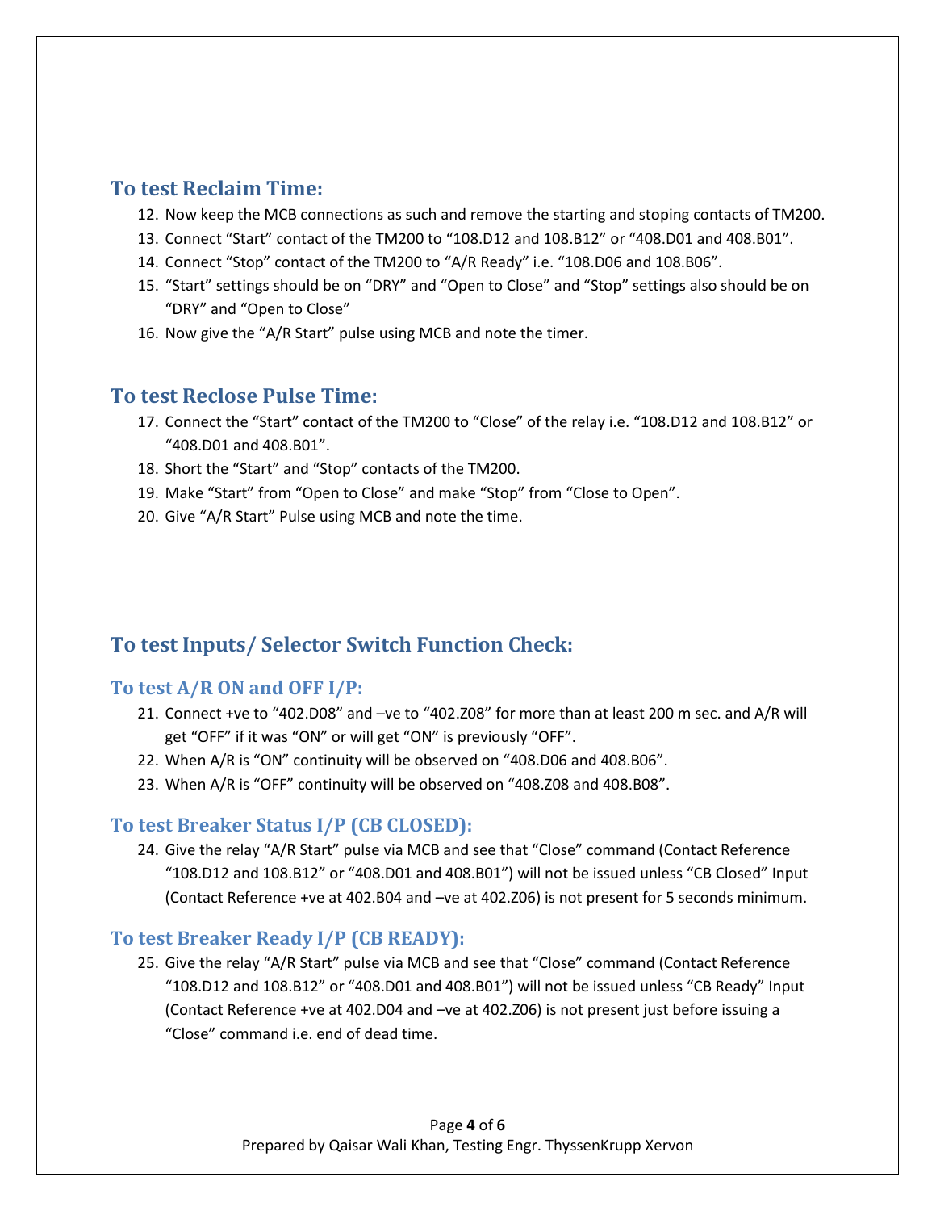## To test Reclaim Time:

12. Now keep the MCB connections as such and remove the starting and stoping contacts of TM200.
13. Connect “Start” contact of the TM200 to “108.D12 and 108.B12” or “408.D01 and 408.B01”.
14. Connect “Stop” contact of the TM200 to “A/R Ready” i.e. “108.D06 and 108.B06”.
15. “Start” settings should be on “DRY” and “Open to Close” and “Stop” settings also should be on “DRY” and “Open to Close”
16. Now give the “A/R Start” pulse using MCB and note the timer.

## To test Reclose Pulse Time:

17. Connect the “Start” contact of the TM200 to “Close” of the relay i.e. “108.D12 and 108.B12” or “408.D01 and 408.B01”.
18. Short the “Start” and “Stop” contacts of the TM200.
19. Make “Start” from “Open to Close” and make “Stop” from “Close to Open”.
20. Give “A/R Start” Pulse using MCB and note the time.

## To test Inputs/ Selector Switch Function Check:

### To test A/R ON and OFF I/P:

21. Connect +ve to “402.D08” and –ve to “402.Z08” for more than at least 200 m sec. and A/R will get “OFF” if it was “ON” or will get “ON” is previously “OFF”.
22. When A/R is “ON” continuity will be observed on “408.D06 and 408.B06”.
23. When A/R is “OFF” continuity will be observed on “408.Z08 and 408.B08”.

### To test Breaker Status I/P (CB CLOSED):

24. Give the relay “A/R Start” pulse via MCB and see that “Close” command (Contact Reference “108.D12 and 108.B12” or “408.D01 and 408.B01”) will not be issued unless “CB Closed” Input (Contact Reference +ve at 402.B04 and –ve at 402.Z06) is not present for 5 seconds minimum.

### To test Breaker Ready I/P (CB READY):

25. Give the relay “A/R Start” pulse via MCB and see that “Close” command (Contact Reference “108.D12 and 108.B12” or “408.D01 and 408.B01”) will not be issued unless “CB Ready” Input (Contact Reference +ve at 402.D04 and –ve at 402.Z06) is not present just before issuing a “Close” command i.e. end of dead time.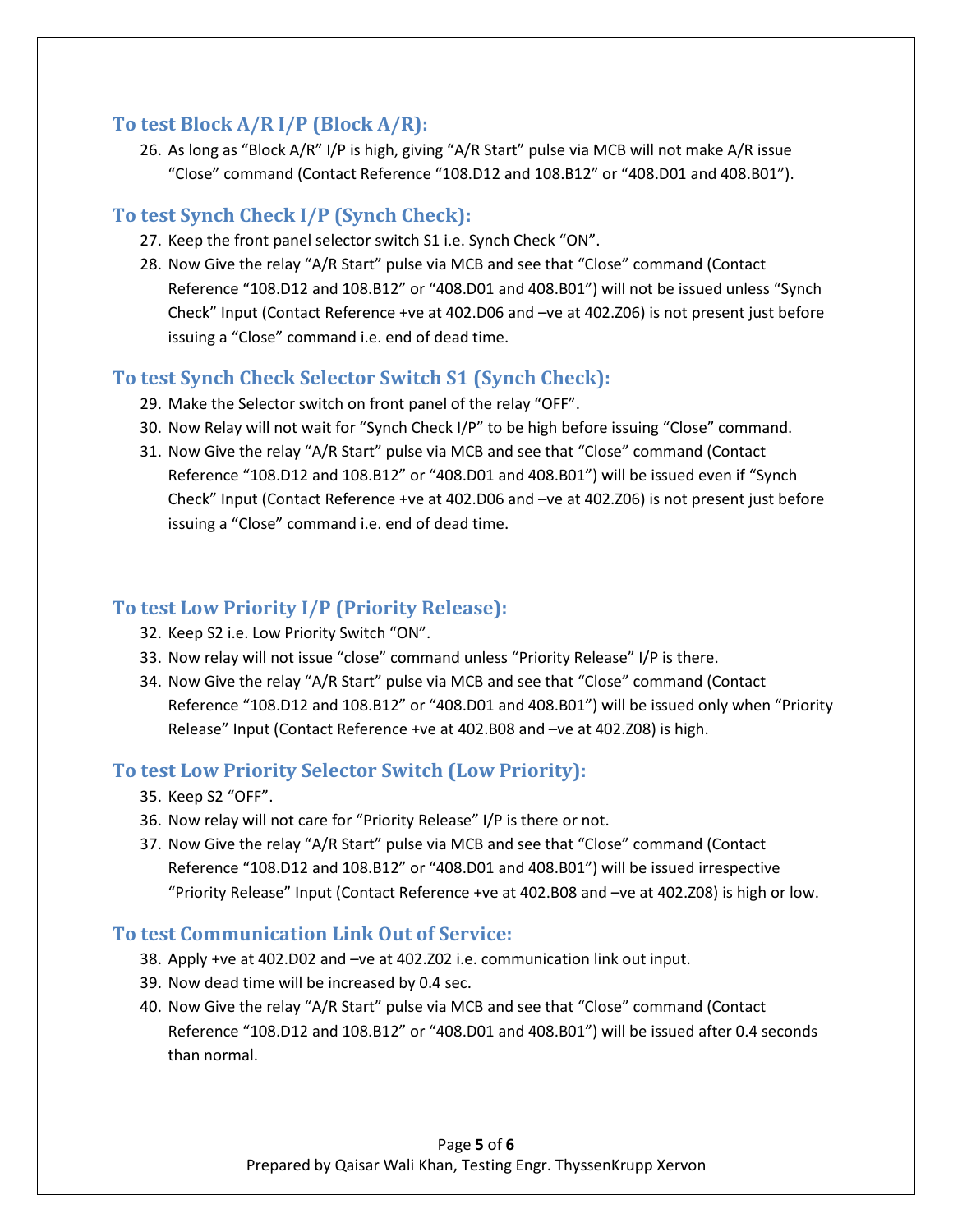### To test Block A/R I/P (Block A/R):

26. As long as "Block A/R" I/P is high, giving "A/R Start" pulse via MCB will not make A/R issue "Close" command (Contact Reference "108.D12 and 108.B12" or "408.D01 and 408.B01").

### To test Synch Check I/P (Synch Check):

27. Keep the front panel selector switch S1 i.e. Synch Check "ON".
28. Now Give the relay "A/R Start" pulse via MCB and see that "Close" command (Contact Reference "108.D12 and 108.B12" or "408.D01 and 408.B01") will not be issued unless "Synch Check" Input (Contact Reference +ve at 402.D06 and –ve at 402.Z06) is not present just before issuing a "Close" command i.e. end of dead time.

### To test Synch Check Selector Switch S1 (Synch Check):

29. Make the Selector switch on front panel of the relay "OFF".
30. Now Relay will not wait for "Synch Check I/P" to be high before issuing "Close" command.
31. Now Give the relay "A/R Start" pulse via MCB and see that "Close" command (Contact Reference "108.D12 and 108.B12" or "408.D01 and 408.B01") will be issued even if "Synch Check" Input (Contact Reference +ve at 402.D06 and –ve at 402.Z06) is not present just before issuing a "Close" command i.e. end of dead time.

### To test Low Priority I/P (Priority Release):

32. Keep S2 i.e. Low Priority Switch "ON".
33. Now relay will not issue "close" command unless "Priority Release" I/P is there.
34. Now Give the relay "A/R Start" pulse via MCB and see that "Close" command (Contact Reference "108.D12 and 108.B12" or "408.D01 and 408.B01") will be issued only when "Priority Release" Input (Contact Reference +ve at 402.B08 and –ve at 402.Z08) is high.

### To test Low Priority Selector Switch (Low Priority):

35. Keep S2 "OFF".
36. Now relay will not care for "Priority Release" I/P is there or not.
37. Now Give the relay "A/R Start" pulse via MCB and see that "Close" command (Contact Reference "108.D12 and 108.B12" or "408.D01 and 408.B01") will be issued irrespective "Priority Release" Input (Contact Reference +ve at 402.B08 and –ve at 402.Z08) is high or low.

### To test Communication Link Out of Service:

38. Apply +ve at 402.D02 and –ve at 402.Z02 i.e. communication link out input.
39. Now dead time will be increased by 0.4 sec.
40. Now Give the relay "A/R Start" pulse via MCB and see that "Close" command (Contact Reference "108.D12 and 108.B12" or "408.D01 and 408.B01") will be issued after 0.4 seconds than normal.

Prepared by Qaisar Wali Khan, Testing Engr. ThyssenKrupp Xervon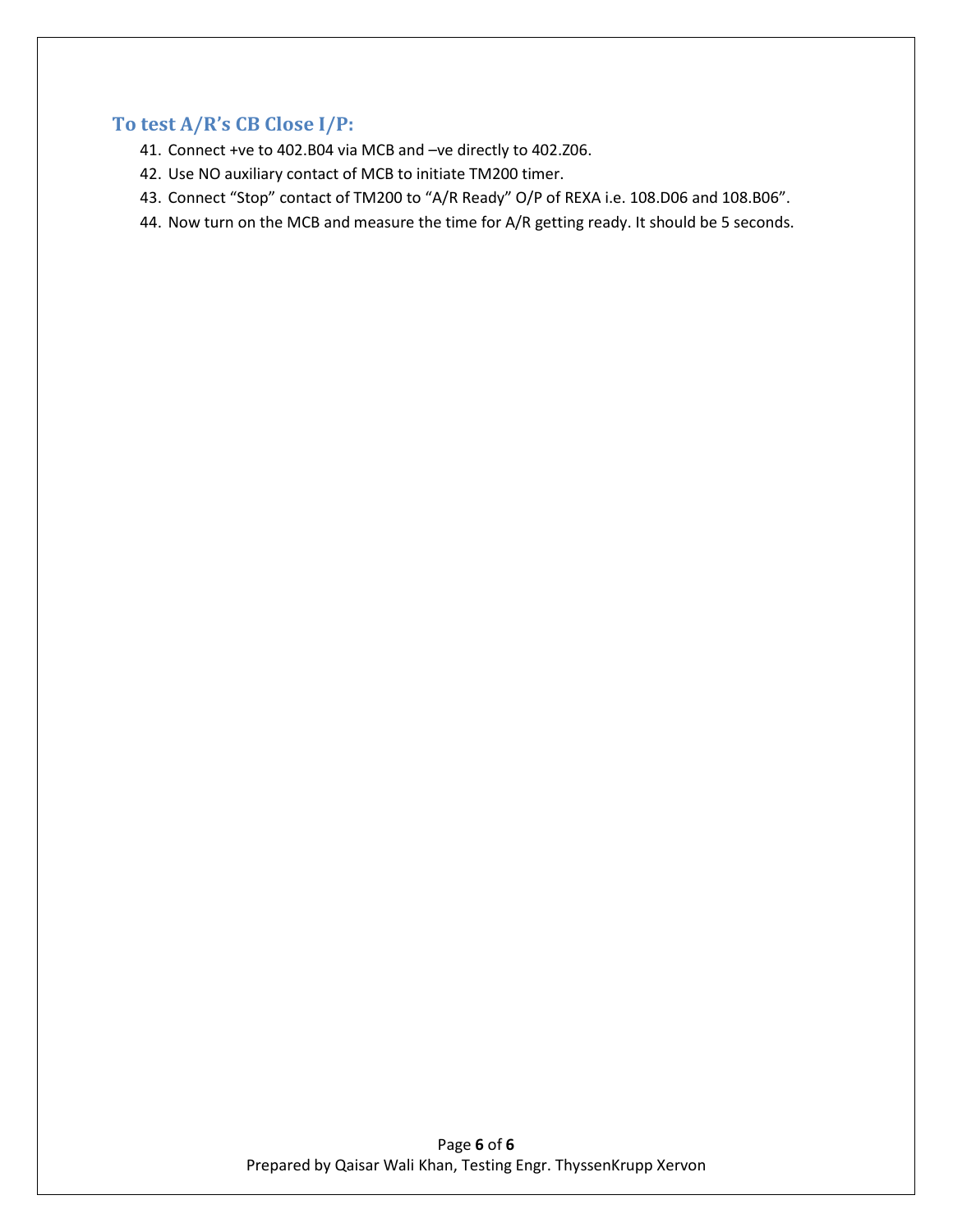## To test A/R's CB Close I/P:

41. Connect +ve to 402.B04 via MCB and –ve directly to 402.Z06.
42. Use NO auxiliary contact of MCB to initiate TM200 timer.
43. Connect "Stop" contact of TM200 to "A/R Ready" O/P of REXA i.e. 108.D06 and 108.B06".
44. Now turn on the MCB and measure the time for A/R getting ready. It should be 5 seconds.